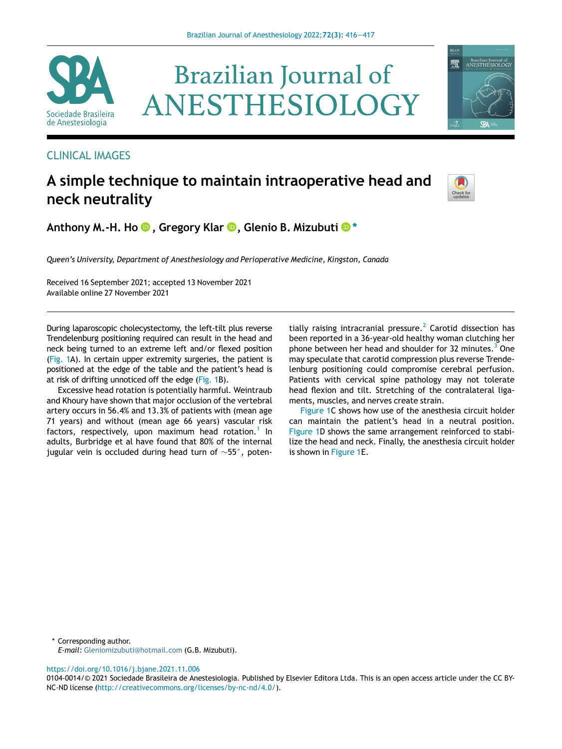CLINICAL IMAGES

# A simple technique to maintain intraoperative head and neck neutrality

**Anthony M.-H. Ho, Gregory Klar, Glenio B. Mizubuti***

*Queen's University, Department of Anesthesiology and Perioperative Medicine, Kingston, Canada*

Received 16 September 2021; accepted 13 November 2021
Available online 27 November 2021

---

During laparoscopic cholecystectomy, the left-tilt plus reverse Trendelenburg positioning required can result in the head and neck being turned to an extreme left and/or flexed position (Fig. 1A). In certain upper extremity surgeries, the patient is positioned at the edge of the table and the patient's head is at risk of drifting unnoticed off the edge (Fig. 1B).

Excessive head rotation is potentially harmful. Weintraub and Khoury have shown that major occlusion of the vertebral artery occurs in 56.4% and 13.3% of patients with (mean age 71 years) and without (mean age 66 years) vascular risk factors, respectively, upon maximum head rotation.[1] In adults, Burbridge et al have found that 80% of the internal jugular vein is occluded during head turn of ~55°, potentially raising intracranial pressure.[2] Carotid dissection has been reported in a 36-year-old healthy woman clutching her phone between her head and shoulder for 32 minutes.[3] One may speculate that carotid compression plus reverse Trendelenburg positioning could compromise cerebral perfusion. Patients with cervical spine pathology may not tolerate head flexion and tilt. Stretching of the contralateral ligaments, muscles, and nerves create strain.

Figure 1C shows how use of the anesthesia circuit holder can maintain the patient's head in a neutral position. Figure 1D shows the same arrangement reinforced to stabilize the head and neck. Finally, the anesthesia circuit holder is shown in Figure 1E.

---

* Corresponding author.
*E-mail:* Gleniomizubuti@hotmail.com (G.B. Mizubuti).

https://doi.org/10.1016/j.bjane.2021.11.006
0104-0014/© 2021 Sociedade Brasileira de Anestesiologia. Published by Elsevier Editora Ltda. This is an open access article under the CC BY-NC-ND license (http://creativecommons.org/licenses/by-nc-nd/4.0/).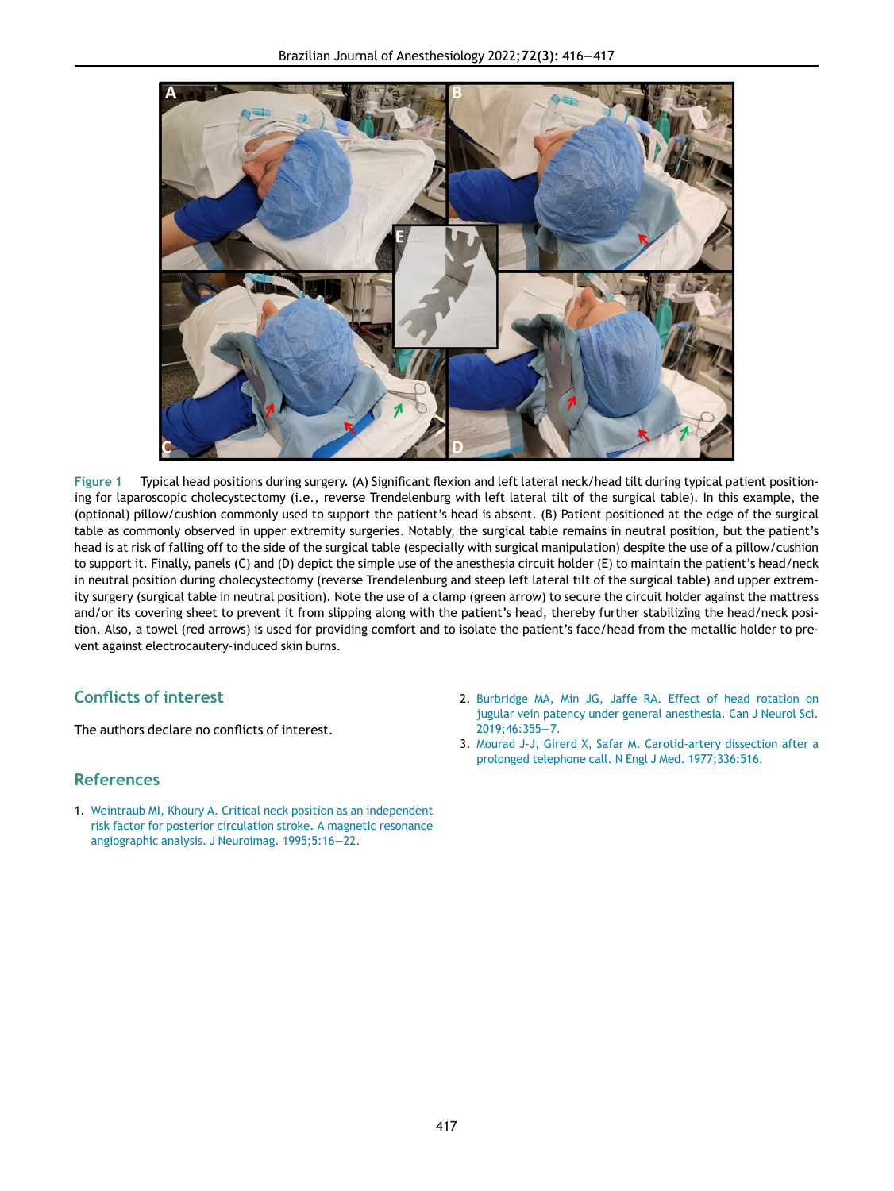Figure 1 Typical head positions during surgery. (A) Significant flexion and left lateral neck/head tilt during typical patient positioning for laparoscopic cholecystectomy (i.e., reverse Trendelenburg with left lateral tilt of the surgical table). In this example, the (optional) pillow/cushion commonly used to support the patient's head is absent. (B) Patient positioned at the edge of the surgical table as commonly observed in upper extremity surgeries. Notably, the surgical table remains in neutral position, but the patient's head is at risk of falling off to the side of the surgical table (especially with surgical manipulation) despite the use of a pillow/cushion to support it. Finally, panels (C) and (D) depict the simple use of the anesthesia circuit holder (E) to maintain the patient's head/neck in neutral position during cholecystectomy (reverse Trendelenburg and steep left lateral tilt of the surgical table) and upper extremity surgery (surgical table in neutral position). Note the use of a clamp (green arrow) to secure the circuit holder against the mattress and/or its covering sheet to prevent it from slipping along with the patient's head, thereby further stabilizing the head/neck position. Also, a towel (red arrows) is used for providing comfort and to isolate the patient's face/head from the metallic holder to prevent against electrocautery-induced skin burns.

## Conflicts of interest

The authors declare no conflicts of interest.

## References

1. Weintraub MI, Khoury A. Critical neck position as an independent risk factor for posterior circulation stroke. A magnetic resonance angiographic analysis. J Neuroimag. 1995;5:16–22.
2. Burbridge MA, Min JG, Jaffe RA. Effect of head rotation on jugular vein patency under general anesthesia. Can J Neurol Sci. 2019;46:355–7.
3. Mourad J-J, Girerd X, Safar M. Carotid-artery dissection after a prolonged telephone call. N Engl J Med. 1977;336:516.